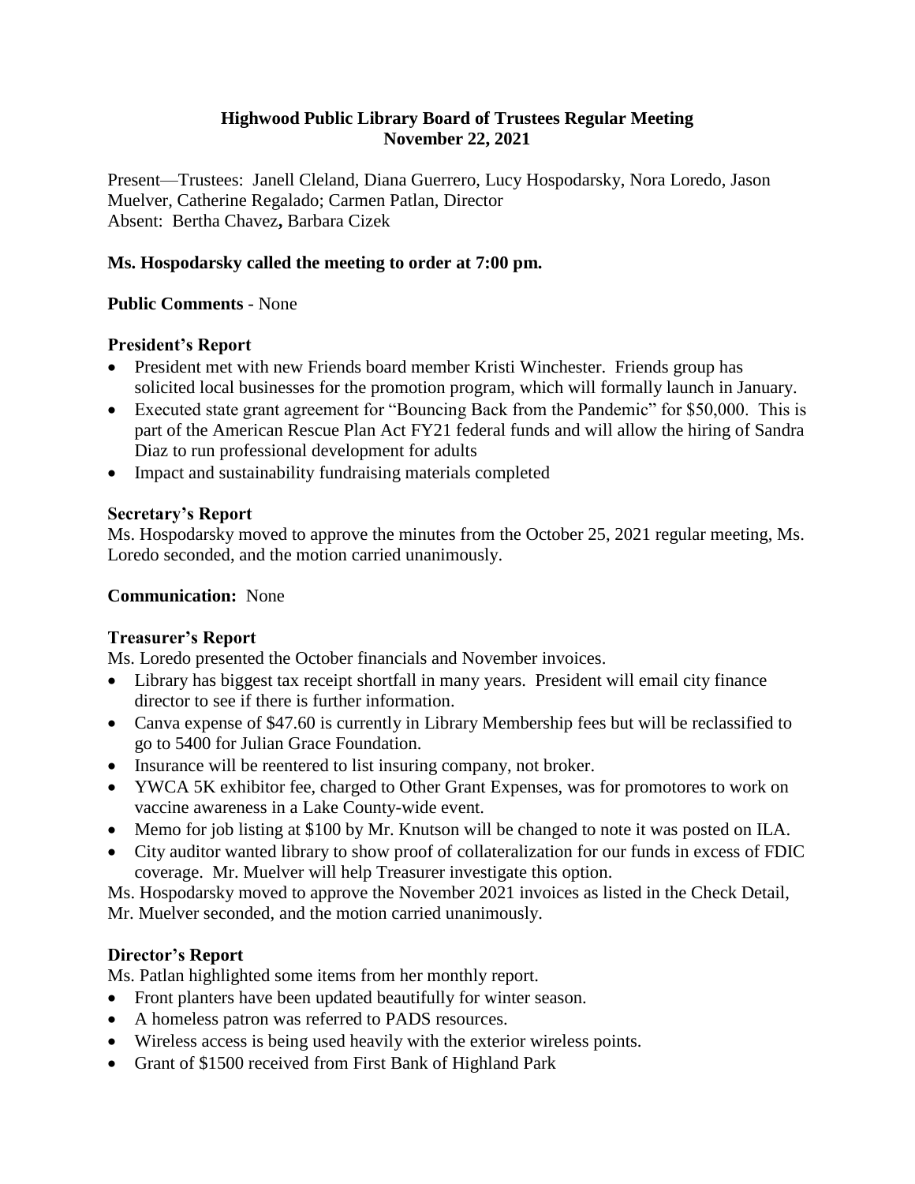# Highwood Public Library Board of Trustees Regular Meeting
## November 22, 2021

Present—Trustees: Janell Cleland, Diana Guerrero, Lucy Hospodarsky, Nora Loredo, Jason Muelver, Catherine Regalado; Carmen Patlan, Director
Absent: Bertha Chavez**,** Barbara Cizek

**Ms. Hospodarsky called the meeting to order at 7:00 pm.**

**Public Comments** - None

### President's Report

- President met with new Friends board member Kristi Winchester. Friends group has solicited local businesses for the promotion program, which will formally launch in January.
- Executed state grant agreement for "Bouncing Back from the Pandemic" for $50,000. This is part of the American Rescue Plan Act FY21 federal funds and will allow the hiring of Sandra Diaz to run professional development for adults
- Impact and sustainability fundraising materials completed

### Secretary's Report

Ms. Hospodarsky moved to approve the minutes from the October 25, 2021 regular meeting, Ms. Loredo seconded, and the motion carried unanimously.

**Communication:** None

### Treasurer's Report

Ms. Loredo presented the October financials and November invoices.

- Library has biggest tax receipt shortfall in many years. President will email city finance director to see if there is further information.
- Canva expense of $47.60 is currently in Library Membership fees but will be reclassified to go to 5400 for Julian Grace Foundation.
- Insurance will be reentered to list insuring company, not broker.
- YWCA 5K exhibitor fee, charged to Other Grant Expenses, was for promotores to work on vaccine awareness in a Lake County-wide event.
- Memo for job listing at $100 by Mr. Knutson will be changed to note it was posted on ILA.
- City auditor wanted library to show proof of collateralization for our funds in excess of FDIC coverage. Mr. Muelver will help Treasurer investigate this option.

Ms. Hospodarsky moved to approve the November 2021 invoices as listed in the Check Detail, Mr. Muelver seconded, and the motion carried unanimously.

### Director's Report

Ms. Patlan highlighted some items from her monthly report.

- Front planters have been updated beautifully for winter season.
- A homeless patron was referred to PADS resources.
- Wireless access is being used heavily with the exterior wireless points.
- Grant of $1500 received from First Bank of Highland Park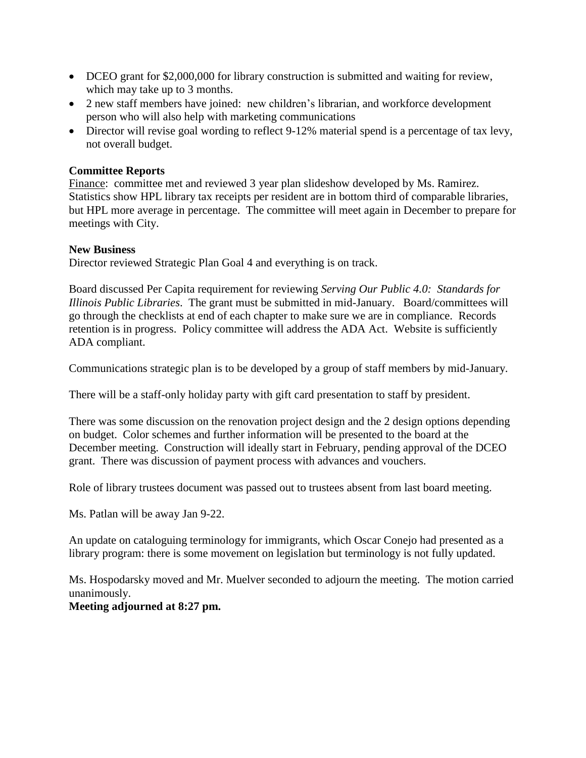- DCEO grant for $2,000,000 for library construction is submitted and waiting for review, which may take up to 3 months.
- 2 new staff members have joined: new children's librarian, and workforce development person who will also help with marketing communications
- Director will revise goal wording to reflect 9-12% material spend is a percentage of tax levy, not overall budget.

**Committee Reports**

Finance: committee met and reviewed 3 year plan slideshow developed by Ms. Ramirez. Statistics show HPL library tax receipts per resident are in bottom third of comparable libraries, but HPL more average in percentage. The committee will meet again in December to prepare for meetings with City.

**New Business**

Director reviewed Strategic Plan Goal 4 and everything is on track.

Board discussed Per Capita requirement for reviewing *Serving Our Public 4.0: Standards for Illinois Public Libraries*. The grant must be submitted in mid-January. Board/committees will go through the checklists at end of each chapter to make sure we are in compliance. Records retention is in progress. Policy committee will address the ADA Act. Website is sufficiently ADA compliant.

Communications strategic plan is to be developed by a group of staff members by mid-January.

There will be a staff-only holiday party with gift card presentation to staff by president.

There was some discussion on the renovation project design and the 2 design options depending on budget. Color schemes and further information will be presented to the board at the December meeting. Construction will ideally start in February, pending approval of the DCEO grant. There was discussion of payment process with advances and vouchers.

Role of library trustees document was passed out to trustees absent from last board meeting.

Ms. Patlan will be away Jan 9-22.

An update on cataloguing terminology for immigrants, which Oscar Conejo had presented as a library program: there is some movement on legislation but terminology is not fully updated.

Ms. Hospodarsky moved and Mr. Muelver seconded to adjourn the meeting. The motion carried unanimously.

**Meeting adjourned at 8:27 pm.**